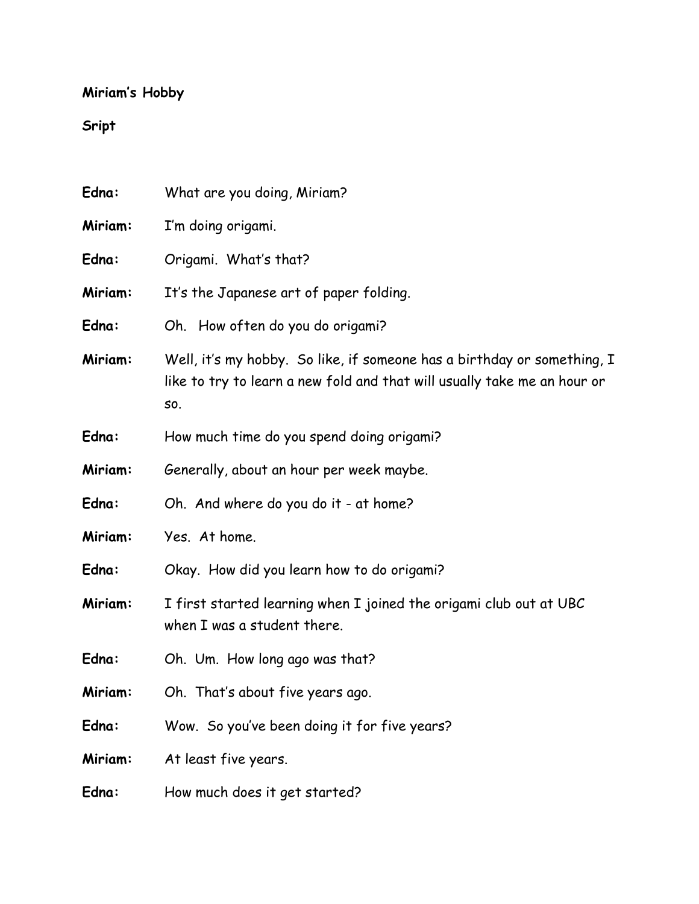**Miriam's Hobby**

**Sript**

**Edna:** What are you doing, Miriam?

**Miriam:** I'm doing origami.

**Edna:** Origami. What's that?

**Miriam:** It's the Japanese art of paper folding.

**Edna:** Oh. How often do you do origami?

**Miriam:** Well, it's my hobby. So like, if someone has a birthday or something, I like to try to learn a new fold and that will usually take me an hour or so.

**Edna:** How much time do you spend doing origami?

**Miriam:** Generally, about an hour per week maybe.

**Edna:** Oh. And where do you do it - at home?

**Miriam:** Yes. At home.

**Edna:** Okay. How did you learn how to do origami?

**Miriam:** I first started learning when I joined the origami club out at UBC when I was a student there.

**Edna:** Oh. Um. How long ago was that?

**Miriam:** Oh. That's about five years ago.

**Edna:** Wow. So you've been doing it for five years?

**Miriam:** At least five years.

**Edna:** How much does it get started?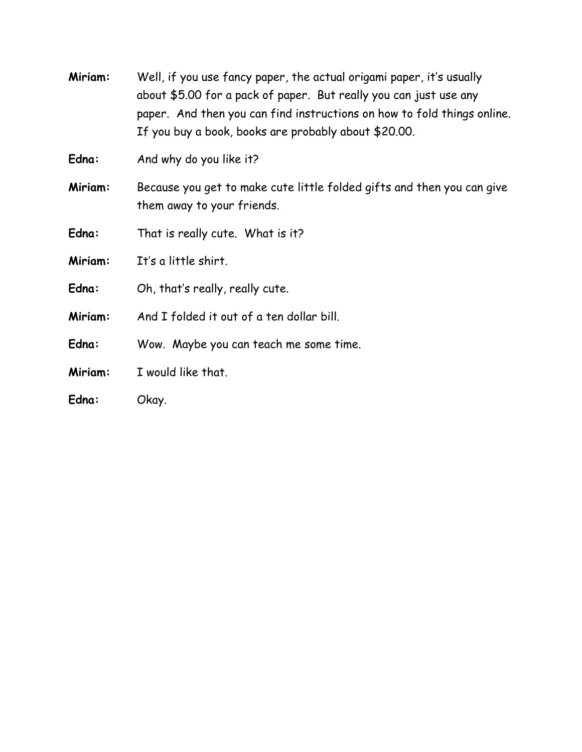**Miriam:** Well, if you use fancy paper, the actual origami paper, it's usually about $5.00 for a pack of paper. But really you can just use any paper. And then you can find instructions on how to fold things online. If you buy a book, books are probably about $20.00.

**Edna:** And why do you like it?

**Miriam:** Because you get to make cute little folded gifts and then you can give them away to your friends.

**Edna:** That is really cute. What is it?

**Miriam:** It's a little shirt.

**Edna:** Oh, that's really, really cute.

**Miriam:** And I folded it out of a ten dollar bill.

**Edna:** Wow. Maybe you can teach me some time.

**Miriam:** I would like that.

**Edna:** Okay.